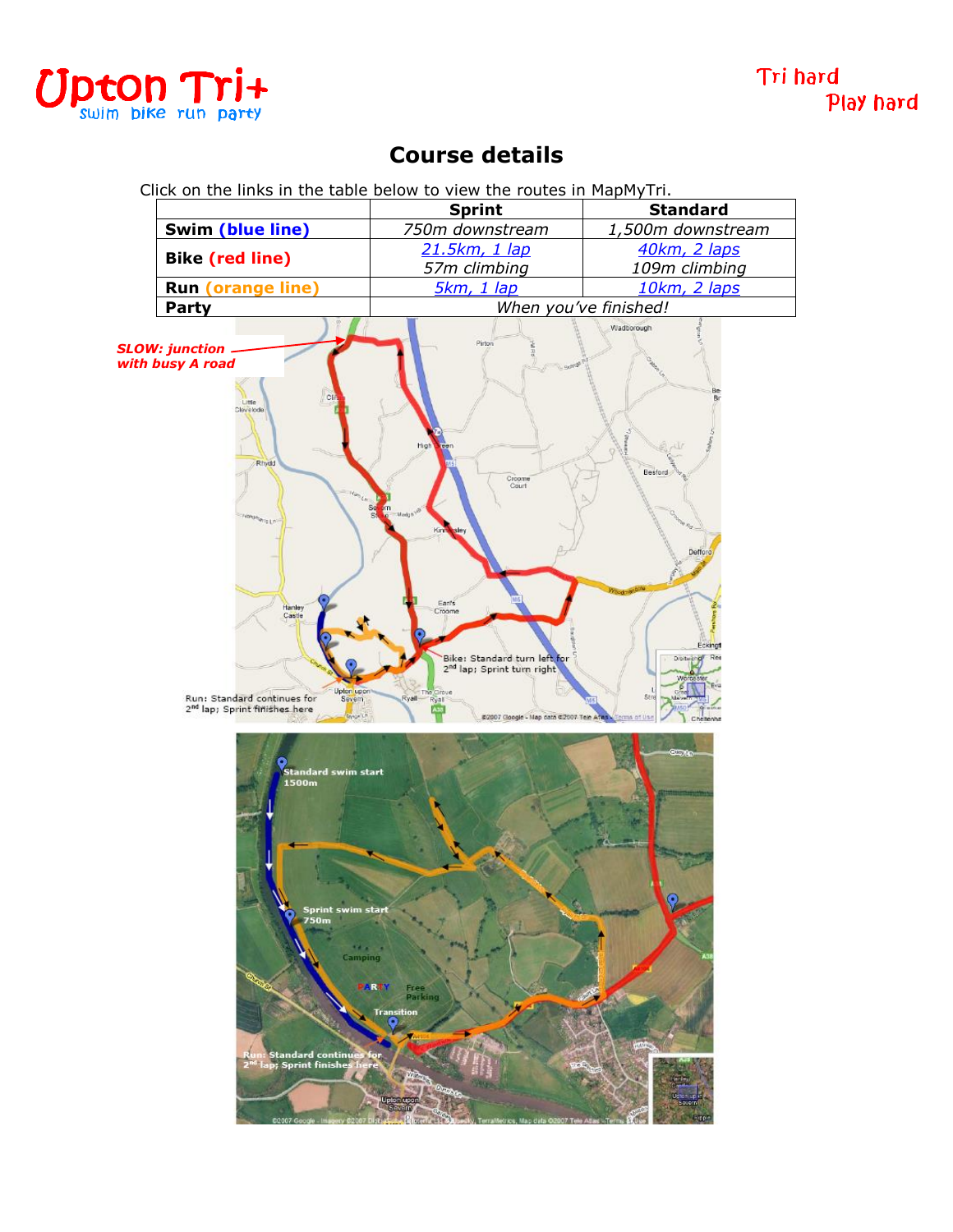Upton Tri+

swim bike run party

Tri hard
Play hard

# Course details

Click on the links in the table below to view the routes in MapMyTri.

| | Sprint | Standard |
|---|---|---|
| **Swim (blue line)** | *750m downstream* | *1,500m downstream* |
| **Bike (red line)** | *21.5km, 1 lap*<br>*57m climbing* | *40km, 2 laps*<br>*109m climbing* |
| **Run (orange line)** | *5km, 1 lap* | *10km, 2 laps* |
| **Party** | *When you've finished!* | |

*SLOW: junction with busy A road*

Bike: Standard turn left for 2nd lap; Sprint turn right

Run: Standard continues for 2nd lap; Sprint finishes here

Standard swim start 1500m

Sprint swim start 750m

Camping

PARTY

Free Parking

Transition

Run: Standard continues for 2nd lap; Sprint finishes here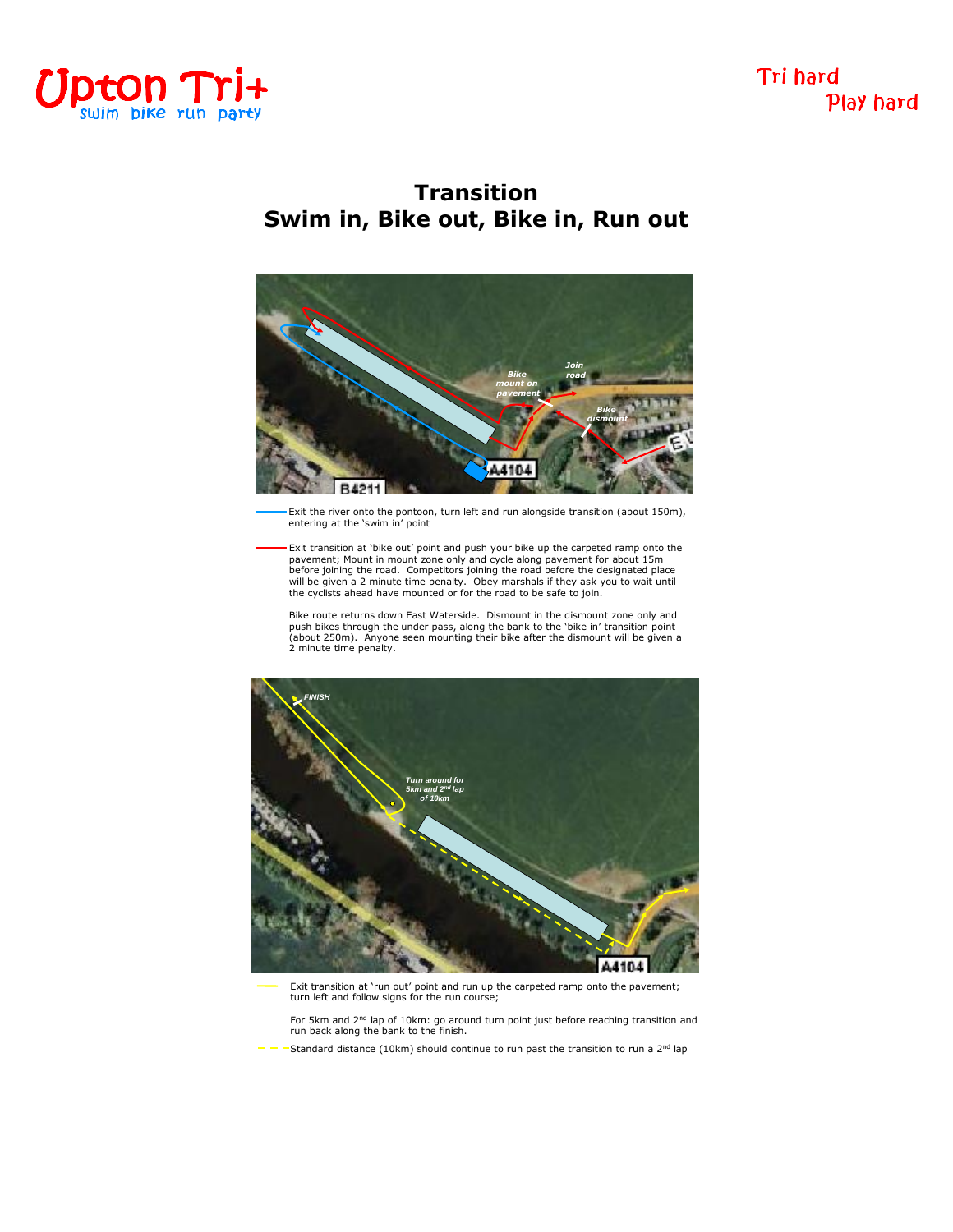Upton Tri+

swim bike run party

Tri hard
Play hard

# Transition
# Swim in, Bike out, Bike in, Run out

Bike mount on pavement

Join road

Bike dismount

A4104

B4211

Exit the river onto the pontoon, turn left and run alongside transition (about 150m), entering at the 'swim in' point

Exit transition at 'bike out' point and push your bike up the carpeted ramp onto the pavement; Mount in mount zone only and cycle along pavement for about 15m before joining the road. Competitors joining the road before the designated place will be given a 2 minute time penalty. Obey marshals if they ask you to wait until the cyclists ahead have mounted or for the road to be safe to join.

Bike route returns down East Waterside. Dismount in the dismount zone only and push bikes through the under pass, along the bank to the 'bike in' transition point (about 250m). Anyone seen mounting their bike after the dismount will be given a 2 minute time penalty.

FINISH

Turn around for 5km and 2nd lap of 10km

A4104

Exit transition at 'run out' point and run up the carpeted ramp onto the pavement; turn left and follow signs for the run course;

For 5km and 2nd lap of 10km: go around turn point just before reaching transition and run back along the bank to the finish.

Standard distance (10km) should continue to run past the transition to run a 2nd lap